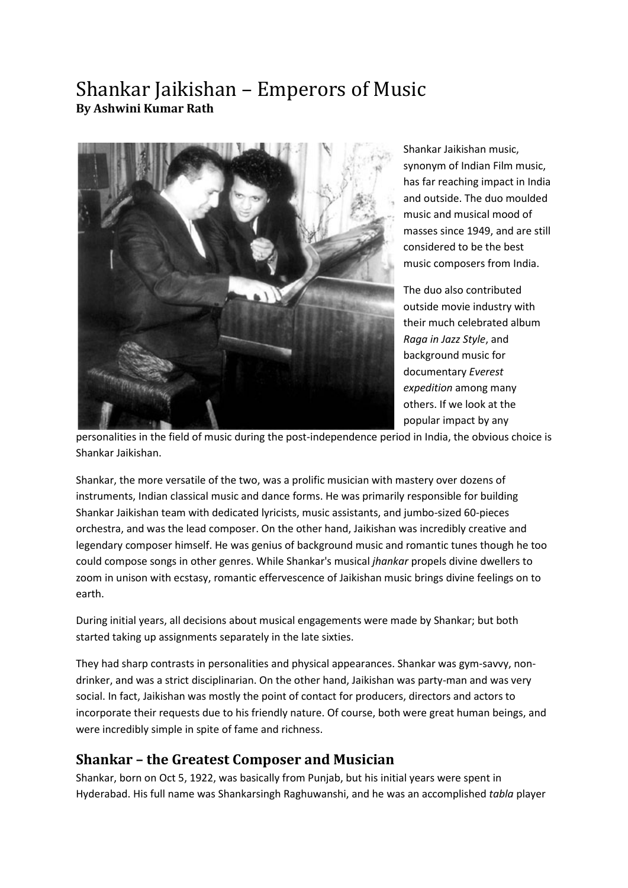# Shankar Jaikishan – Emperors of Music

**By Ashwini Kumar Rath**

Shankar Jaikishan music, synonym of Indian Film music, has far reaching impact in India and outside. The duo moulded music and musical mood of masses since 1949, and are still considered to be the best music composers from India.

The duo also contributed outside movie industry with their much celebrated album *Raga in Jazz Style*, and background music for documentary *Everest expedition* among many others. If we look at the popular impact by any personalities in the field of music during the post-independence period in India, the obvious choice is Shankar Jaikishan.

Shankar, the more versatile of the two, was a prolific musician with mastery over dozens of instruments, Indian classical music and dance forms. He was primarily responsible for building Shankar Jaikishan team with dedicated lyricists, music assistants, and jumbo-sized 60-pieces orchestra, and was the lead composer. On the other hand, Jaikishan was incredibly creative and legendary composer himself. He was genius of background music and romantic tunes though he too could compose songs in other genres. While Shankar's musical *jhankar* propels divine dwellers to zoom in unison with ecstasy, romantic effervescence of Jaikishan music brings divine feelings on to earth.

During initial years, all decisions about musical engagements were made by Shankar; but both started taking up assignments separately in the late sixties.

They had sharp contrasts in personalities and physical appearances. Shankar was gym-savvy, non-drinker, and was a strict disciplinarian. On the other hand, Jaikishan was party-man and was very social. In fact, Jaikishan was mostly the point of contact for producers, directors and actors to incorporate their requests due to his friendly nature. Of course, both were great human beings, and were incredibly simple in spite of fame and richness.

## Shankar – the Greatest Composer and Musician

Shankar, born on Oct 5, 1922, was basically from Punjab, but his initial years were spent in Hyderabad. His full name was Shankarsingh Raghuwanshi, and he was an accomplished *tabla* player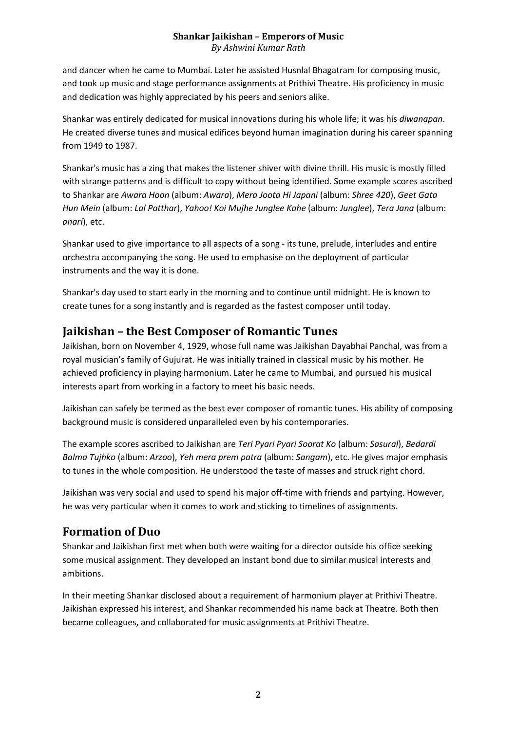and dancer when he came to Mumbai. Later he assisted Husnlal Bhagatram for composing music, and took up music and stage performance assignments at Prithivi Theatre. His proficiency in music and dedication was highly appreciated by his peers and seniors alike.

Shankar was entirely dedicated for musical innovations during his whole life; it was his *diwanapan*. He created diverse tunes and musical edifices beyond human imagination during his career spanning from 1949 to 1987.

Shankar's music has a zing that makes the listener shiver with divine thrill. His music is mostly filled with strange patterns and is difficult to copy without being identified. Some example scores ascribed to Shankar are *Awara Hoon* (album: *Awara*), *Mera Joota Hi Japani* (album: *Shree 420*), *Geet Gata Hun Mein* (album: *Lal Patthar*), *Yahoo! Koi Mujhe Junglee Kahe* (album: *Junglee*), *Tera Jana* (album: *anari*), etc.

Shankar used to give importance to all aspects of a song - its tune, prelude, interludes and entire orchestra accompanying the song. He used to emphasise on the deployment of particular instruments and the way it is done.

Shankar's day used to start early in the morning and to continue until midnight. He is known to create tunes for a song instantly and is regarded as the fastest composer until today.

## Jaikishan – the Best Composer of Romantic Tunes

Jaikishan, born on November 4, 1929, whose full name was Jaikishan Dayabhai Panchal, was from a royal musician's family of Gujurat. He was initially trained in classical music by his mother. He achieved proficiency in playing harmonium. Later he came to Mumbai, and pursued his musical interests apart from working in a factory to meet his basic needs.

Jaikishan can safely be termed as the best ever composer of romantic tunes. His ability of composing background music is considered unparalleled even by his contemporaries.

The example scores ascribed to Jaikishan are *Teri Pyari Pyari Soorat Ko* (album: *Sasural*), *Bedardi Balma Tujhko* (album: *Arzoo*), *Yeh mera prem patra* (album: *Sangam*), etc. He gives major emphasis to tunes in the whole composition. He understood the taste of masses and struck right chord.

Jaikishan was very social and used to spend his major off-time with friends and partying. However, he was very particular when it comes to work and sticking to timelines of assignments.

## Formation of Duo

Shankar and Jaikishan first met when both were waiting for a director outside his office seeking some musical assignment. They developed an instant bond due to similar musical interests and ambitions.

In their meeting Shankar disclosed about a requirement of harmonium player at Prithivi Theatre. Jaikishan expressed his interest, and Shankar recommended his name back at Theatre. Both then became colleagues, and collaborated for music assignments at Prithivi Theatre.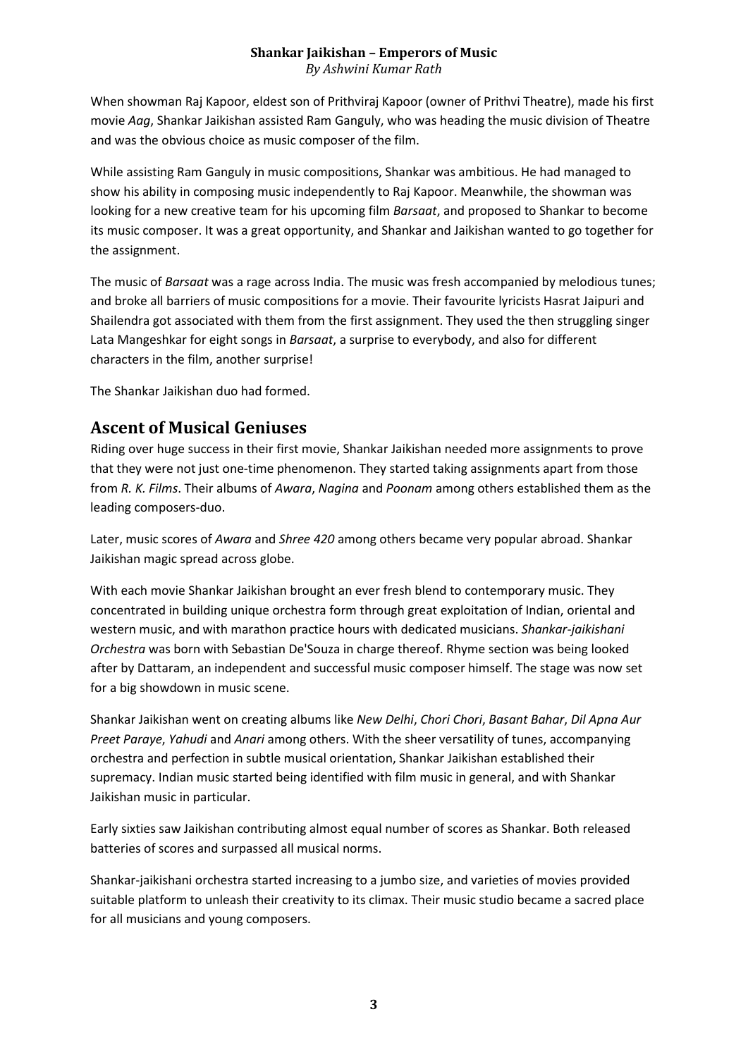When showman Raj Kapoor, eldest son of Prithviraj Kapoor (owner of Prithvi Theatre), made his first movie *Aag*, Shankar Jaikishan assisted Ram Ganguly, who was heading the music division of Theatre and was the obvious choice as music composer of the film.

While assisting Ram Ganguly in music compositions, Shankar was ambitious. He had managed to show his ability in composing music independently to Raj Kapoor. Meanwhile, the showman was looking for a new creative team for his upcoming film *Barsaat*, and proposed to Shankar to become its music composer. It was a great opportunity, and Shankar and Jaikishan wanted to go together for the assignment.

The music of *Barsaat* was a rage across India. The music was fresh accompanied by melodious tunes; and broke all barriers of music compositions for a movie. Their favourite lyricists Hasrat Jaipuri and Shailendra got associated with them from the first assignment. They used the then struggling singer Lata Mangeshkar for eight songs in *Barsaat*, a surprise to everybody, and also for different characters in the film, another surprise!

The Shankar Jaikishan duo had formed.

## Ascent of Musical Geniuses

Riding over huge success in their first movie, Shankar Jaikishan needed more assignments to prove that they were not just one-time phenomenon. They started taking assignments apart from those from *R. K. Films*. Their albums of *Awara*, *Nagina* and *Poonam* among others established them as the leading composers-duo.

Later, music scores of *Awara* and *Shree 420* among others became very popular abroad. Shankar Jaikishan magic spread across globe.

With each movie Shankar Jaikishan brought an ever fresh blend to contemporary music. They concentrated in building unique orchestra form through great exploitation of Indian, oriental and western music, and with marathon practice hours with dedicated musicians. *Shankar-jaikishani Orchestra* was born with Sebastian De'Souza in charge thereof. Rhyme section was being looked after by Dattaram, an independent and successful music composer himself. The stage was now set for a big showdown in music scene.

Shankar Jaikishan went on creating albums like *New Delhi*, *Chori Chori*, *Basant Bahar*, *Dil Apna Aur Preet Paraye*, *Yahudi* and *Anari* among others. With the sheer versatility of tunes, accompanying orchestra and perfection in subtle musical orientation, Shankar Jaikishan established their supremacy. Indian music started being identified with film music in general, and with Shankar Jaikishan music in particular.

Early sixties saw Jaikishan contributing almost equal number of scores as Shankar. Both released batteries of scores and surpassed all musical norms.

Shankar-jaikishani orchestra started increasing to a jumbo size, and varieties of movies provided suitable platform to unleash their creativity to its climax. Their music studio became a sacred place for all musicians and young composers.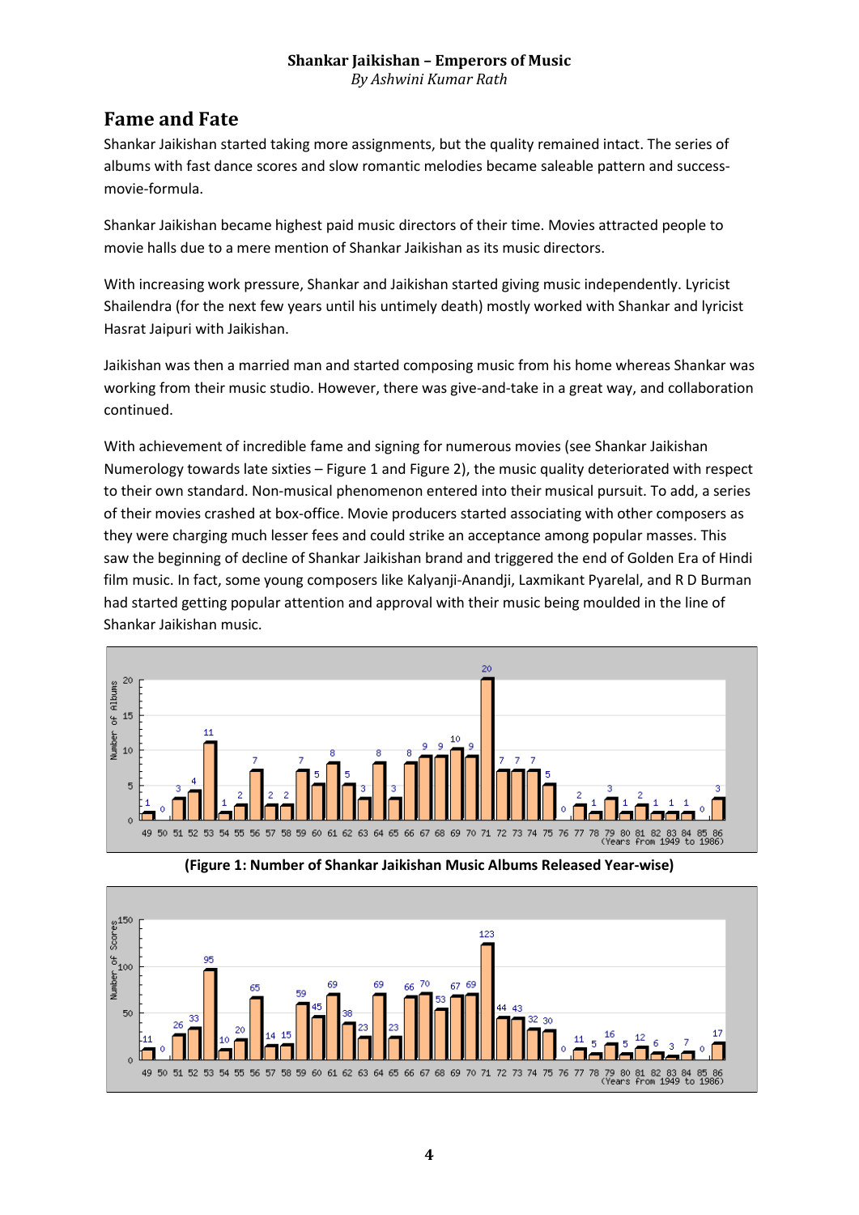## Fame and Fate

Shankar Jaikishan started taking more assignments, but the quality remained intact. The series of albums with fast dance scores and slow romantic melodies became saleable pattern and success-movie-formula.

Shankar Jaikishan became highest paid music directors of their time. Movies attracted people to movie halls due to a mere mention of Shankar Jaikishan as its music directors.

With increasing work pressure, Shankar and Jaikishan started giving music independently. Lyricist Shailendra (for the next few years until his untimely death) mostly worked with Shankar and lyricist Hasrat Jaipuri with Jaikishan.

Jaikishan was then a married man and started composing music from his home whereas Shankar was working from their music studio. However, there was give-and-take in a great way, and collaboration continued.

With achievement of incredible fame and signing for numerous movies (see Shankar Jaikishan Numerology towards late sixties – Figure 1 and Figure 2), the music quality deteriorated with respect to their own standard. Non-musical phenomenon entered into their musical pursuit. To add, a series of their movies crashed at box-office. Movie producers started associating with other composers as they were charging much lesser fees and could strike an acceptance among popular masses. This saw the beginning of decline of Shankar Jaikishan brand and triggered the end of Golden Era of Hindi film music. In fact, some young composers like Kalyanji-Anandji, Laxmikant Pyarelal, and R D Burman had started getting popular attention and approval with their music being moulded in the line of Shankar Jaikishan music.

**(Figure 1: Number of Shankar Jaikishan Music Albums Released Year-wise)**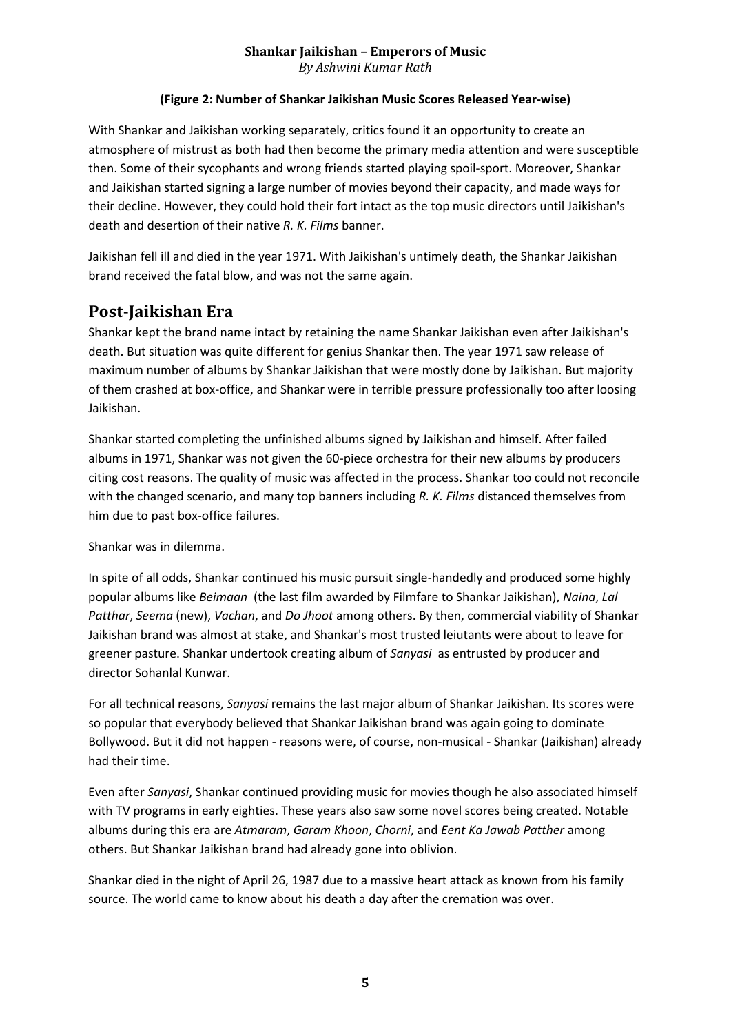**(Figure 2: Number of Shankar Jaikishan Music Scores Released Year-wise)**

With Shankar and Jaikishan working separately, critics found it an opportunity to create an atmosphere of mistrust as both had then become the primary media attention and were susceptible then. Some of their sycophants and wrong friends started playing spoil-sport. Moreover, Shankar and Jaikishan started signing a large number of movies beyond their capacity, and made ways for their decline. However, they could hold their fort intact as the top music directors until Jaikishan's death and desertion of their native *R. K. Films* banner.

Jaikishan fell ill and died in the year 1971. With Jaikishan's untimely death, the Shankar Jaikishan brand received the fatal blow, and was not the same again.

## Post-Jaikishan Era

Shankar kept the brand name intact by retaining the name Shankar Jaikishan even after Jaikishan's death. But situation was quite different for genius Shankar then. The year 1971 saw release of maximum number of albums by Shankar Jaikishan that were mostly done by Jaikishan. But majority of them crashed at box-office, and Shankar were in terrible pressure professionally too after loosing Jaikishan.

Shankar started completing the unfinished albums signed by Jaikishan and himself. After failed albums in 1971, Shankar was not given the 60-piece orchestra for their new albums by producers citing cost reasons. The quality of music was affected in the process. Shankar too could not reconcile with the changed scenario, and many top banners including *R. K. Films* distanced themselves from him due to past box-office failures.

Shankar was in dilemma.

In spite of all odds, Shankar continued his music pursuit single-handedly and produced some highly popular albums like *Beimaan* (the last film awarded by Filmfare to Shankar Jaikishan), *Naina*, *Lal Patthar*, *Seema* (new), *Vachan*, and *Do Jhoot* among others. By then, commercial viability of Shankar Jaikishan brand was almost at stake, and Shankar's most trusted leiutants were about to leave for greener pasture. Shankar undertook creating album of *Sanyasi* as entrusted by producer and director Sohanlal Kunwar.

For all technical reasons, *Sanyasi* remains the last major album of Shankar Jaikishan. Its scores were so popular that everybody believed that Shankar Jaikishan brand was again going to dominate Bollywood. But it did not happen - reasons were, of course, non-musical - Shankar (Jaikishan) already had their time.

Even after *Sanyasi*, Shankar continued providing music for movies though he also associated himself with TV programs in early eighties. These years also saw some novel scores being created. Notable albums during this era are *Atmaram*, *Garam Khoon*, *Chorni*, and *Eent Ka Jawab Patther* among others. But Shankar Jaikishan brand had already gone into oblivion.

Shankar died in the night of April 26, 1987 due to a massive heart attack as known from his family source. The world came to know about his death a day after the cremation was over.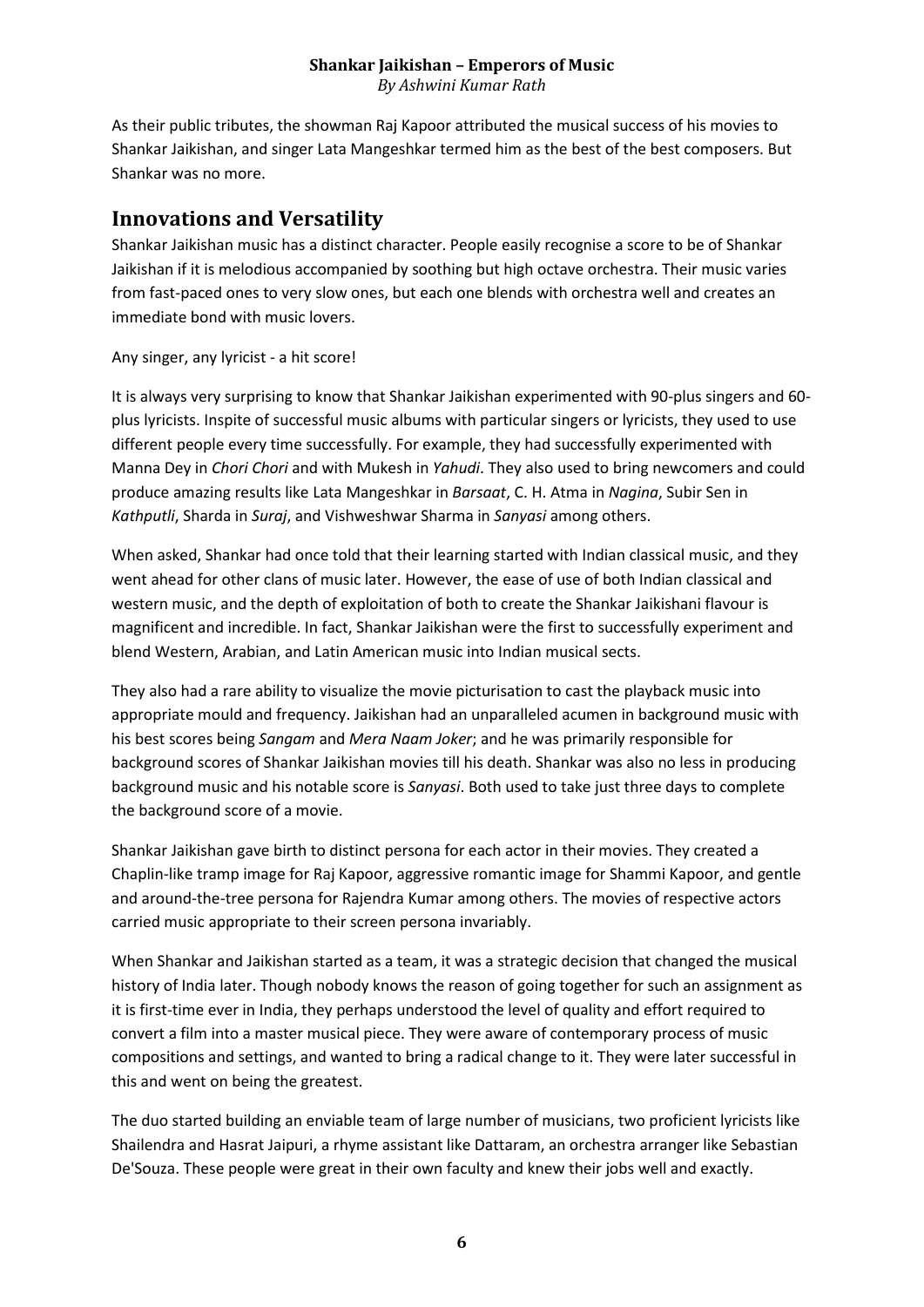As their public tributes, the showman Raj Kapoor attributed the musical success of his movies to Shankar Jaikishan, and singer Lata Mangeshkar termed him as the best of the best composers. But Shankar was no more.

## Innovations and Versatility

Shankar Jaikishan music has a distinct character. People easily recognise a score to be of Shankar Jaikishan if it is melodious accompanied by soothing but high octave orchestra. Their music varies from fast-paced ones to very slow ones, but each one blends with orchestra well and creates an immediate bond with music lovers.

Any singer, any lyricist - a hit score!

It is always very surprising to know that Shankar Jaikishan experimented with 90-plus singers and 60-plus lyricists. Inspite of successful music albums with particular singers or lyricists, they used to use different people every time successfully. For example, they had successfully experimented with Manna Dey in *Chori Chori* and with Mukesh in *Yahudi*. They also used to bring newcomers and could produce amazing results like Lata Mangeshkar in *Barsaat*, C. H. Atma in *Nagina*, Subir Sen in *Kathputli*, Sharda in *Suraj*, and Vishweshwar Sharma in *Sanyasi* among others.

When asked, Shankar had once told that their learning started with Indian classical music, and they went ahead for other clans of music later. However, the ease of use of both Indian classical and western music, and the depth of exploitation of both to create the Shankar Jaikishani flavour is magnificent and incredible. In fact, Shankar Jaikishan were the first to successfully experiment and blend Western, Arabian, and Latin American music into Indian musical sects.

They also had a rare ability to visualize the movie picturisation to cast the playback music into appropriate mould and frequency. Jaikishan had an unparalleled acumen in background music with his best scores being *Sangam* and *Mera Naam Joker*; and he was primarily responsible for background scores of Shankar Jaikishan movies till his death. Shankar was also no less in producing background music and his notable score is *Sanyasi*. Both used to take just three days to complete the background score of a movie.

Shankar Jaikishan gave birth to distinct persona for each actor in their movies. They created a Chaplin-like tramp image for Raj Kapoor, aggressive romantic image for Shammi Kapoor, and gentle and around-the-tree persona for Rajendra Kumar among others. The movies of respective actors carried music appropriate to their screen persona invariably.

When Shankar and Jaikishan started as a team, it was a strategic decision that changed the musical history of India later. Though nobody knows the reason of going together for such an assignment as it is first-time ever in India, they perhaps understood the level of quality and effort required to convert a film into a master musical piece. They were aware of contemporary process of music compositions and settings, and wanted to bring a radical change to it. They were later successful in this and went on being the greatest.

The duo started building an enviable team of large number of musicians, two proficient lyricists like Shailendra and Hasrat Jaipuri, a rhyme assistant like Dattaram, an orchestra arranger like Sebastian De'Souza. These people were great in their own faculty and knew their jobs well and exactly.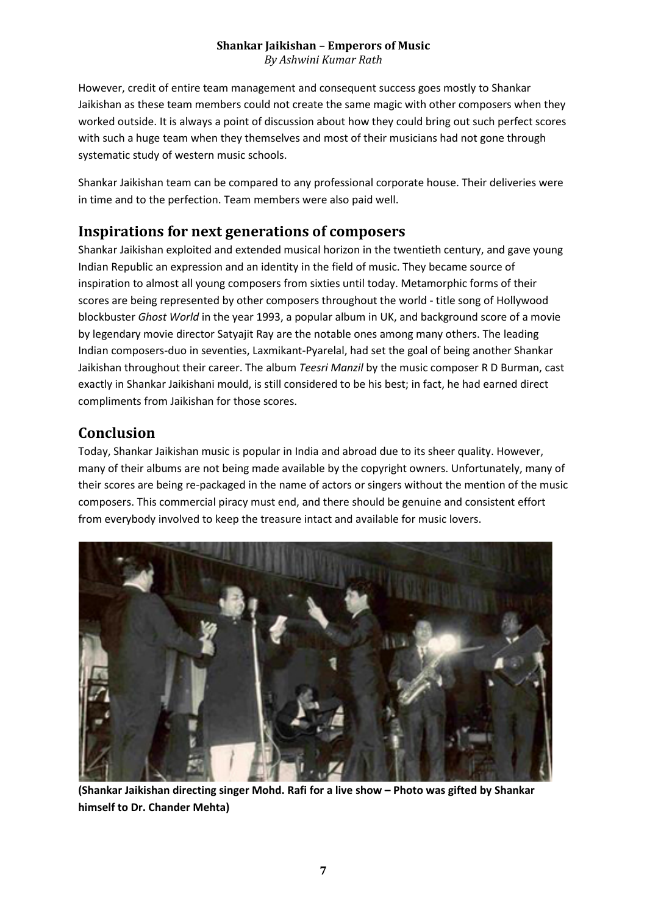However, credit of entire team management and consequent success goes mostly to Shankar Jaikishan as these team members could not create the same magic with other composers when they worked outside. It is always a point of discussion about how they could bring out such perfect scores with such a huge team when they themselves and most of their musicians had not gone through systematic study of western music schools.

Shankar Jaikishan team can be compared to any professional corporate house. Their deliveries were in time and to the perfection. Team members were also paid well.

## Inspirations for next generations of composers

Shankar Jaikishan exploited and extended musical horizon in the twentieth century, and gave young Indian Republic an expression and an identity in the field of music. They became source of inspiration to almost all young composers from sixties until today. Metamorphic forms of their scores are being represented by other composers throughout the world - title song of Hollywood blockbuster *Ghost World* in the year 1993, a popular album in UK, and background score of a movie by legendary movie director Satyajit Ray are the notable ones among many others. The leading Indian composers-duo in seventies, Laxmikant-Pyarelal, had set the goal of being another Shankar Jaikishan throughout their career. The album *Teesri Manzil* by the music composer R D Burman, cast exactly in Shankar Jaikishani mould, is still considered to be his best; in fact, he had earned direct compliments from Jaikishan for those scores.

## Conclusion

Today, Shankar Jaikishan music is popular in India and abroad due to its sheer quality. However, many of their albums are not being made available by the copyright owners. Unfortunately, many of their scores are being re-packaged in the name of actors or singers without the mention of the music composers. This commercial piracy must end, and there should be genuine and consistent effort from everybody involved to keep the treasure intact and available for music lovers.

**(Shankar Jaikishan directing singer Mohd. Rafi for a live show – Photo was gifted by Shankar himself to Dr. Chander Mehta)**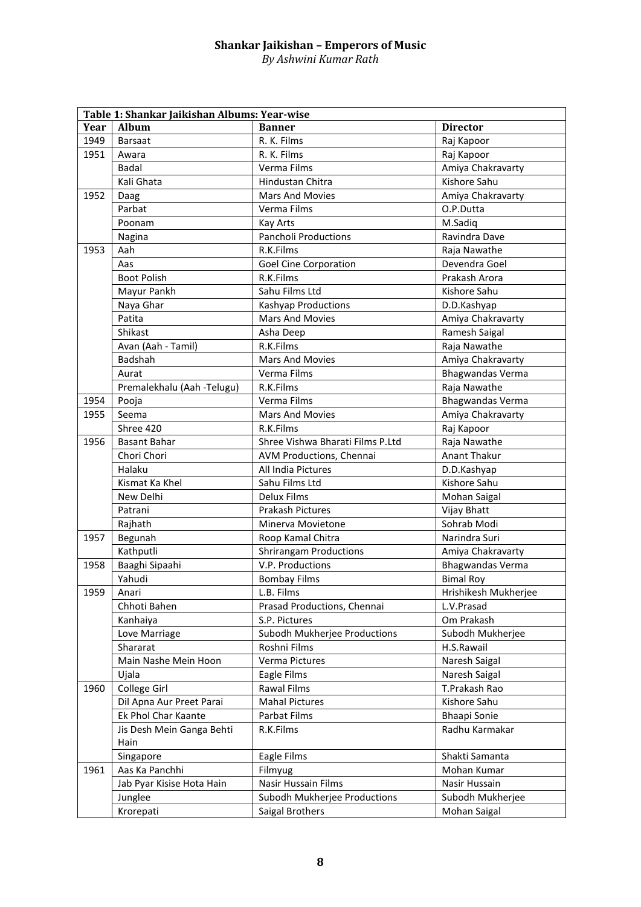| Table 1: Shankar Jaikishan Albums: Year-wise | | | |
|---|---|---|---|
| **Year** | **Album** | **Banner** | **Director** |
| 1949 | Barsaat | R. K. Films | Raj Kapoor |
| 1951 | Awara | R. K. Films | Raj Kapoor |
| | Badal | Verma Films | Amiya Chakravarty |
| | Kali Ghata | Hindustan Chitra | Kishore Sahu |
| 1952 | Daag | Mars And Movies | Amiya Chakravarty |
| | Parbat | Verma Films | O.P.Dutta |
| | Poonam | Kay Arts | M.Sadiq |
| | Nagina | Pancholi Productions | Ravindra Dave |
| 1953 | Aah | R.K.Films | Raja Nawathe |
| | Aas | Goel Cine Corporation | Devendra Goel |
| | Boot Polish | R.K.Films | Prakash Arora |
| | Mayur Pankh | Sahu Films Ltd | Kishore Sahu |
| | Naya Ghar | Kashyap Productions | D.D.Kashyap |
| | Patita | Mars And Movies | Amiya Chakravarty |
| | Shikast | Asha Deep | Ramesh Saigal |
| | Avan (Aah - Tamil) | R.K.Films | Raja Nawathe |
| | Badshah | Mars And Movies | Amiya Chakravarty |
| | Aurat | Verma Films | Bhagwandas Verma |
| | Premalekhalu (Aah -Telugu) | R.K.Films | Raja Nawathe |
| 1954 | Pooja | Verma Films | Bhagwandas Verma |
| 1955 | Seema | Mars And Movies | Amiya Chakravarty |
| | Shree 420 | R.K.Films | Raj Kapoor |
| 1956 | Basant Bahar | Shree Vishwa Bharati Films P.Ltd | Raja Nawathe |
| | Chori Chori | AVM Productions, Chennai | Anant Thakur |
| | Halaku | All India Pictures | D.D.Kashyap |
| | Kismat Ka Khel | Sahu Films Ltd | Kishore Sahu |
| | New Delhi | Delux Films | Mohan Saigal |
| | Patrani | Prakash Pictures | Vijay Bhatt |
| | Rajhath | Minerva Movietone | Sohrab Modi |
| 1957 | Begunah | Roop Kamal Chitra | Narindra Suri |
| | Kathputli | Shrirangam Productions | Amiya Chakravarty |
| 1958 | Baaghi Sipaahi | V.P. Productions | Bhagwandas Verma |
| | Yahudi | Bombay Films | Bimal Roy |
| 1959 | Anari | L.B. Films | Hrishikesh Mukherjee |
| | Chhoti Bahen | Prasad Productions, Chennai | L.V.Prasad |
| | Kanhaiya | S.P. Pictures | Om Prakash |
| | Love Marriage | Subodh Mukherjee Productions | Subodh Mukherjee |
| | Shararat | Roshni Films | H.S.Rawail |
| | Main Nashe Mein Hoon | Verma Pictures | Naresh Saigal |
| | Ujala | Eagle Films | Naresh Saigal |
| 1960 | College Girl | Rawal Films | T.Prakash Rao |
| | Dil Apna Aur Preet Parai | Mahal Pictures | Kishore Sahu |
| | Ek Phol Char Kaante | Parbat Films | Bhaapi Sonie |
| | Jis Desh Mein Ganga Behti Hain | R.K.Films | Radhu Karmakar |
| | Singapore | Eagle Films | Shakti Samanta |
| 1961 | Aas Ka Panchhi | Filmyug | Mohan Kumar |
| | Jab Pyar Kisise Hota Hain | Nasir Hussain Films | Nasir Hussain |
| | Junglee | Subodh Mukherjee Productions | Subodh Mukherjee |
| | Krorepati | Saigal Brothers | Mohan Saigal |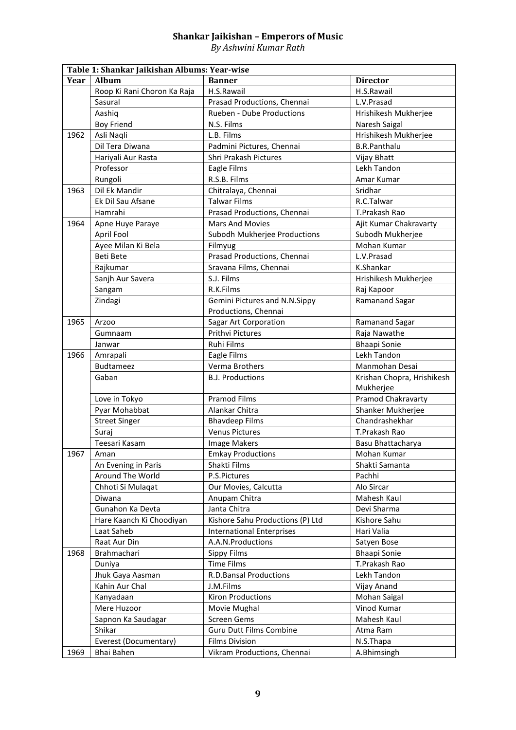# Shankar Jaikishan – Emperors of Music

*By Ashwini Kumar Rath*

| Table 1: Shankar Jaikishan Albums: Year-wise | | | |
|---|---|---|---|
| **Year** | **Album** | **Banner** | **Director** |
| | Roop Ki Rani Choron Ka Raja | H.S.Rawail | H.S.Rawail |
| | Sasural | Prasad Productions, Chennai | L.V.Prasad |
| | Aashiq | Rueben - Dube Productions | Hrishikesh Mukherjee |
| | Boy Friend | N.S. Films | Naresh Saigal |
| 1962 | Asli Naqli | L.B. Films | Hrishikesh Mukherjee |
| | Dil Tera Diwana | Padmini Pictures, Chennai | B.R.Panthalu |
| | Hariyali Aur Rasta | Shri Prakash Pictures | Vijay Bhatt |
| | Professor | Eagle Films | Lekh Tandon |
| | Rungoli | R.S.B. Films | Amar Kumar |
| 1963 | Dil Ek Mandir | Chitralaya, Chennai | Sridhar |
| | Ek Dil Sau Afsane | Talwar Films | R.C.Talwar |
| | Hamrahi | Prasad Productions, Chennai | T.Prakash Rao |
| 1964 | Apne Huye Paraye | Mars And Movies | Ajit Kumar Chakravarty |
| | April Fool | Subodh Mukherjee Productions | Subodh Mukherjee |
| | Ayee Milan Ki Bela | Filmyug | Mohan Kumar |
| | Beti Bete | Prasad Productions, Chennai | L.V.Prasad |
| | Rajkumar | Sravana Films, Chennai | K.Shankar |
| | Sanjh Aur Savera | S.J. Films | Hrishikesh Mukherjee |
| | Sangam | R.K.Films | Raj Kapoor |
| | Zindagi | Gemini Pictures and N.N.Sippy Productions, Chennai | Ramanand Sagar |
| 1965 | Arzoo | Sagar Art Corporation | Ramanand Sagar |
| | Gumnaam | Prithvi Pictures | Raja Nawathe |
| | Janwar | Ruhi Films | Bhaapi Sonie |
| 1966 | Amrapali | Eagle Films | Lekh Tandon |
| | Budtameez | Verma Brothers | Manmohan Desai |
| | Gaban | B.J. Productions | Krishan Chopra, Hrishikesh Mukherjee |
| | Love in Tokyo | Pramod Films | Pramod Chakravarty |
| | Pyar Mohabbat | Alankar Chitra | Shanker Mukherjee |
| | Street Singer | Bhavdeep Films | Chandrashekhar |
| | Suraj | Venus Pictures | T.Prakash Rao |
| | Teesari Kasam | Image Makers | Basu Bhattacharya |
| 1967 | Aman | Emkay Productions | Mohan Kumar |
| | An Evening in Paris | Shakti Films | Shakti Samanta |
| | Around The World | P.S.Pictures | Pachhi |
| | Chhoti Si Mulaqat | Our Movies, Calcutta | Alo Sircar |
| | Diwana | Anupam Chitra | Mahesh Kaul |
| | Gunahon Ka Devta | Janta Chitra | Devi Sharma |
| | Hare Kaanch Ki Choodiyan | Kishore Sahu Productions (P) Ltd | Kishore Sahu |
| | Laat Saheb | International Enterprises | Hari Valia |
| | Raat Aur Din | A.A.N.Productions | Satyen Bose |
| 1968 | Brahmachari | Sippy Films | Bhaapi Sonie |
| | Duniya | Time Films | T.Prakash Rao |
| | Jhuk Gaya Aasman | R.D.Bansal Productions | Lekh Tandon |
| | Kahin Aur Chal | J.M.Films | Vijay Anand |
| | Kanyadaan | Kiron Productions | Mohan Saigal |
| | Mere Huzoor | Movie Mughal | Vinod Kumar |
| | Sapnon Ka Saudagar | Screen Gems | Mahesh Kaul |
| | Shikar | Guru Dutt Films Combine | Atma Ram |
| | Everest (Documentary) | Films Division | N.S.Thapa |
| 1969 | Bhai Bahen | Vikram Productions, Chennai | A.Bhimsingh |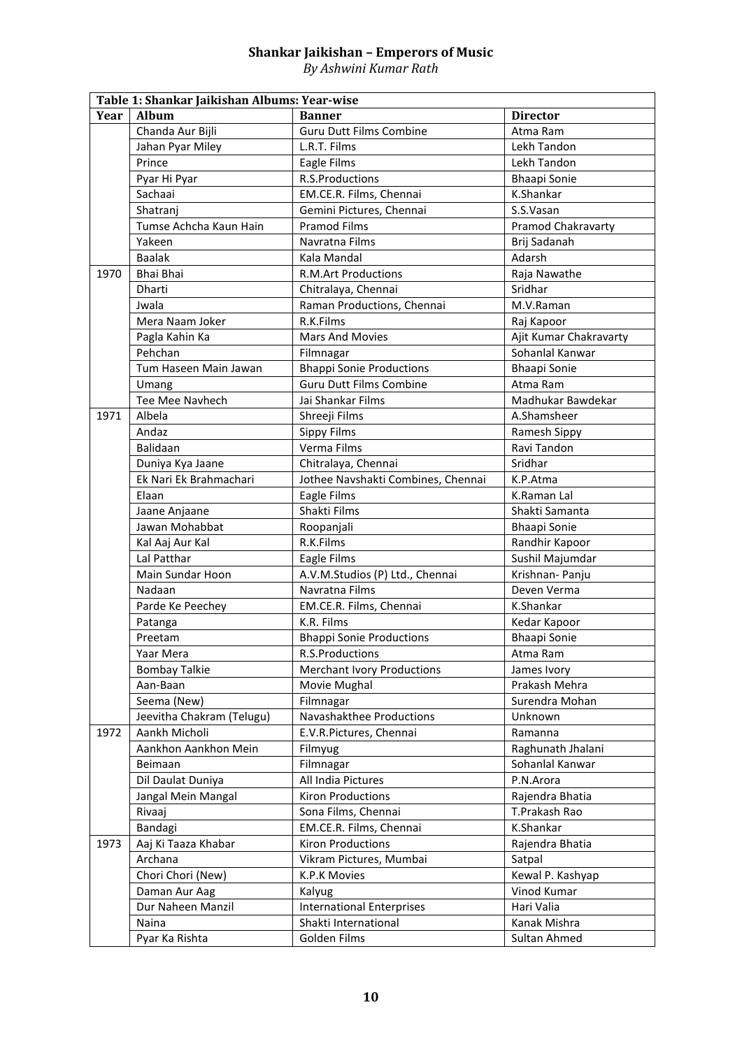**Shankar Jaikishan – Emperors of Music**

*By Ashwini Kumar Rath*

| Table 1: Shankar Jaikishan Albums: Year-wise | | | |
|---|---|---|---|
| **Year** | **Album** | **Banner** | **Director** |
| | Chanda Aur Bijli | Guru Dutt Films Combine | Atma Ram |
| | Jahan Pyar Miley | L.R.T. Films | Lekh Tandon |
| | Prince | Eagle Films | Lekh Tandon |
| | Pyar Hi Pyar | R.S.Productions | Bhaapi Sonie |
| | Sachaai | EM.CE.R. Films, Chennai | K.Shankar |
| | Shatranj | Gemini Pictures, Chennai | S.S.Vasan |
| | Tumse Achcha Kaun Hain | Pramod Films | Pramod Chakravarty |
| | Yakeen | Navratna Films | Brij Sadanah |
| | Baalak | Kala Mandal | Adarsh |
| 1970 | Bhai Bhai | R.M.Art Productions | Raja Nawathe |
| | Dharti | Chitralaya, Chennai | Sridhar |
| | Jwala | Raman Productions, Chennai | M.V.Raman |
| | Mera Naam Joker | R.K.Films | Raj Kapoor |
| | Pagla Kahin Ka | Mars And Movies | Ajit Kumar Chakravarty |
| | Pehchan | Filmnagar | Sohanlal Kanwar |
| | Tum Haseen Main Jawan | Bhappi Sonie Productions | Bhaapi Sonie |
| | Umang | Guru Dutt Films Combine | Atma Ram |
| | Tee Mee Navhech | Jai Shankar Films | Madhukar Bawdekar |
| 1971 | Albela | Shreeji Films | A.Shamsheer |
| | Andaz | Sippy Films | Ramesh Sippy |
| | Balidaan | Verma Films | Ravi Tandon |
| | Duniya Kya Jaane | Chitralaya, Chennai | Sridhar |
| | Ek Nari Ek Brahmachari | Jothee Navshakti Combines, Chennai | K.P.Atma |
| | Elaan | Eagle Films | K.Raman Lal |
| | Jaane Anjaane | Shakti Films | Shakti Samanta |
| | Jawan Mohabbat | Roopanjali | Bhaapi Sonie |
| | Kal Aaj Aur Kal | R.K.Films | Randhir Kapoor |
| | Lal Patthar | Eagle Films | Sushil Majumdar |
| | Main Sundar Hoon | A.V.M.Studios (P) Ltd., Chennai | Krishnan- Panju |
| | Nadaan | Navratna Films | Deven Verma |
| | Parde Ke Peechey | EM.CE.R. Films, Chennai | K.Shankar |
| | Patanga | K.R. Films | Kedar Kapoor |
| | Preetam | Bhappi Sonie Productions | Bhaapi Sonie |
| | Yaar Mera | R.S.Productions | Atma Ram |
| | Bombay Talkie | Merchant Ivory Productions | James Ivory |
| | Aan-Baan | Movie Mughal | Prakash Mehra |
| | Seema (New) | Filmnagar | Surendra Mohan |
| | Jeevitha Chakram (Telugu) | Navashakthee Productions | Unknown |
| 1972 | Aankh Micholi | E.V.R.Pictures, Chennai | Ramanna |
| | Aankhon Aankhon Mein | Filmyug | Raghunath Jhalani |
| | Beimaan | Filmnagar | Sohanlal Kanwar |
| | Dil Daulat Duniya | All India Pictures | P.N.Arora |
| | Jangal Mein Mangal | Kiron Productions | Rajendra Bhatia |
| | Rivaaj | Sona Films, Chennai | T.Prakash Rao |
| | Bandagi | EM.CE.R. Films, Chennai | K.Shankar |
| 1973 | Aaj Ki Taaza Khabar | Kiron Productions | Rajendra Bhatia |
| | Archana | Vikram Pictures, Mumbai | Satpal |
| | Chori Chori (New) | K.P.K Movies | Kewal P. Kashyap |
| | Daman Aur Aag | Kalyug | Vinod Kumar |
| | Dur Naheen Manzil | International Enterprises | Hari Valia |
| | Naina | Shakti International | Kanak Mishra |
| | Pyar Ka Rishta | Golden Films | Sultan Ahmed |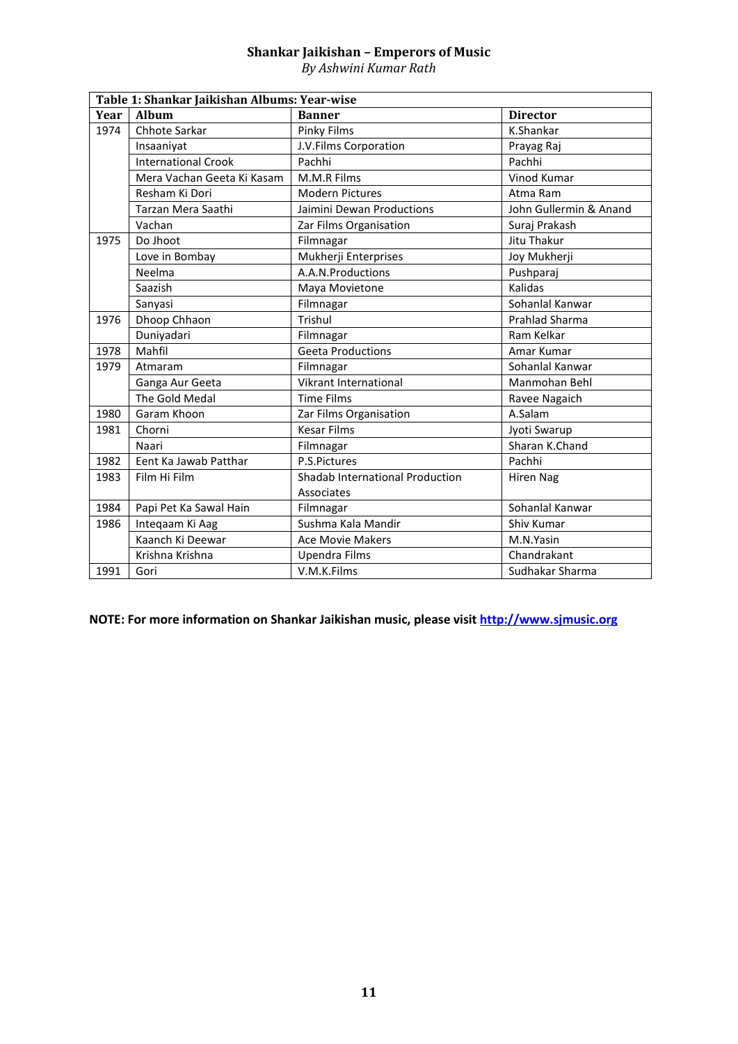Table 1: Shankar Jaikishan Albums: Year-wise

| Year | Album | Banner | Director |
|---|---|---|---|
| 1974 | Chhote Sarkar | Pinky Films | K.Shankar |
| | Insaaniyat | J.V.Films Corporation | Prayag Raj |
| | International Crook | Pachhi | Pachhi |
| | Mera Vachan Geeta Ki Kasam | M.M.R Films | Vinod Kumar |
| | Resham Ki Dori | Modern Pictures | Atma Ram |
| | Tarzan Mera Saathi | Jaimini Dewan Productions | John Gullermin & Anand |
| | Vachan | Zar Films Organisation | Suraj Prakash |
| 1975 | Do Jhoot | Filmnagar | Jitu Thakur |
| | Love in Bombay | Mukherji Enterprises | Joy Mukherji |
| | Neelma | A.A.N.Productions | Pushparaj |
| | Saazish | Maya Movietone | Kalidas |
| | Sanyasi | Filmnagar | Sohanlal Kanwar |
| 1976 | Dhoop Chhaon | Trishul | Prahlad Sharma |
| | Duniyadari | Filmnagar | Ram Kelkar |
| 1978 | Mahfil | Geeta Productions | Amar Kumar |
| 1979 | Atmaram | Filmnagar | Sohanlal Kanwar |
| | Ganga Aur Geeta | Vikrant International | Manmohan Behl |
| | The Gold Medal | Time Films | Ravee Nagaich |
| 1980 | Garam Khoon | Zar Films Organisation | A.Salam |
| 1981 | Chorni | Kesar Films | Jyoti Swarup |
| | Naari | Filmnagar | Sharan K.Chand |
| 1982 | Eent Ka Jawab Patthar | P.S.Pictures | Pachhi |
| 1983 | Film Hi Film | Shadab International Production Associates | Hiren Nag |
| 1984 | Papi Pet Ka Sawal Hain | Filmnagar | Sohanlal Kanwar |
| 1986 | Inteqaam Ki Aag | Sushma Kala Mandir | Shiv Kumar |
| | Kaanch Ki Deewar | Ace Movie Makers | M.N.Yasin |
| | Krishna Krishna | Upendra Films | Chandrakant |
| 1991 | Gori | V.M.K.Films | Sudhakar Sharma |

**NOTE: For more information on Shankar Jaikishan music, please visit http://www.sjmusic.org**